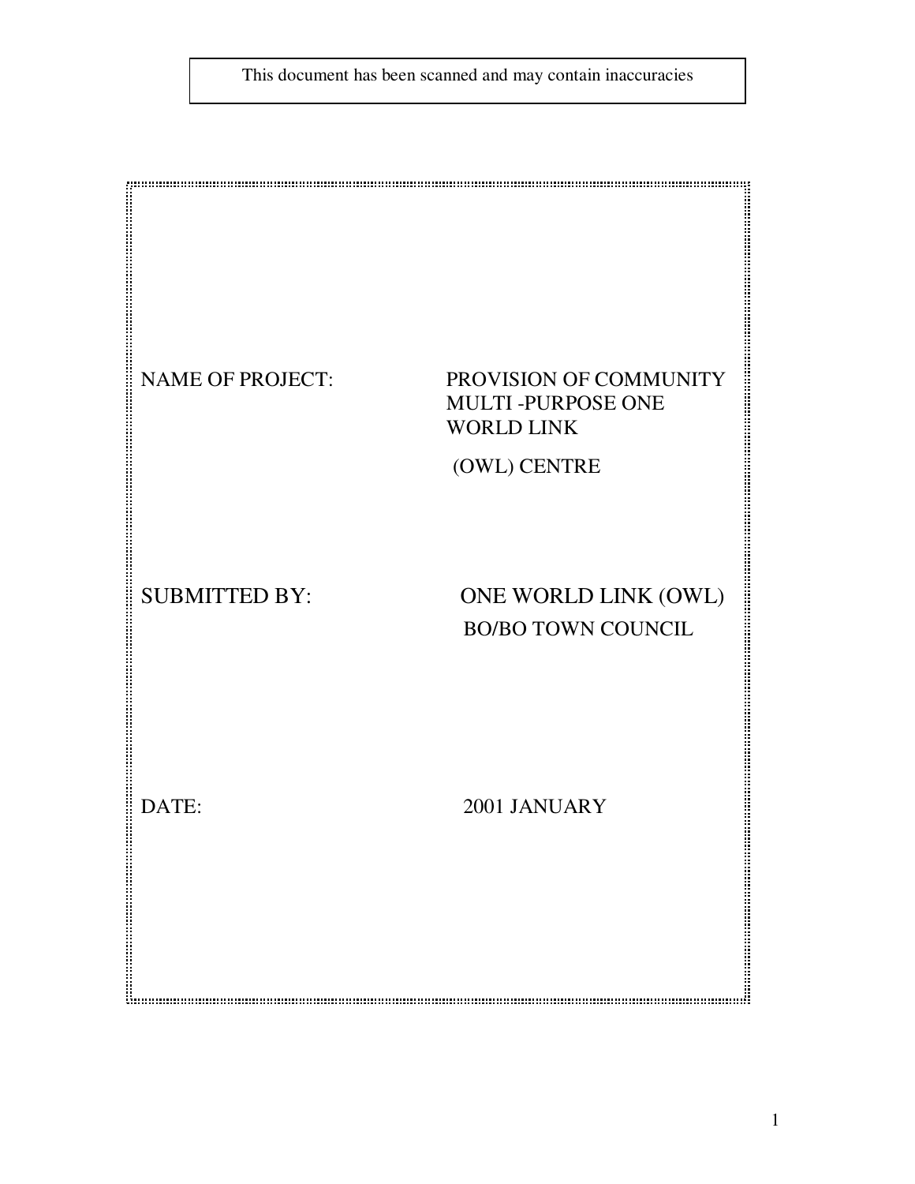This document has been scanned and may contain inaccuracies

NAME OF PROJECT: PROVISION OF COMMUNITY MULTI -PURPOSE ONE WORLD LINK (OWL) CENTRE

SUBMITTED BY: ONE WORLD LINK (OWL) BO/BO TOWN COUNCIL

DATE: 2001 JANUARY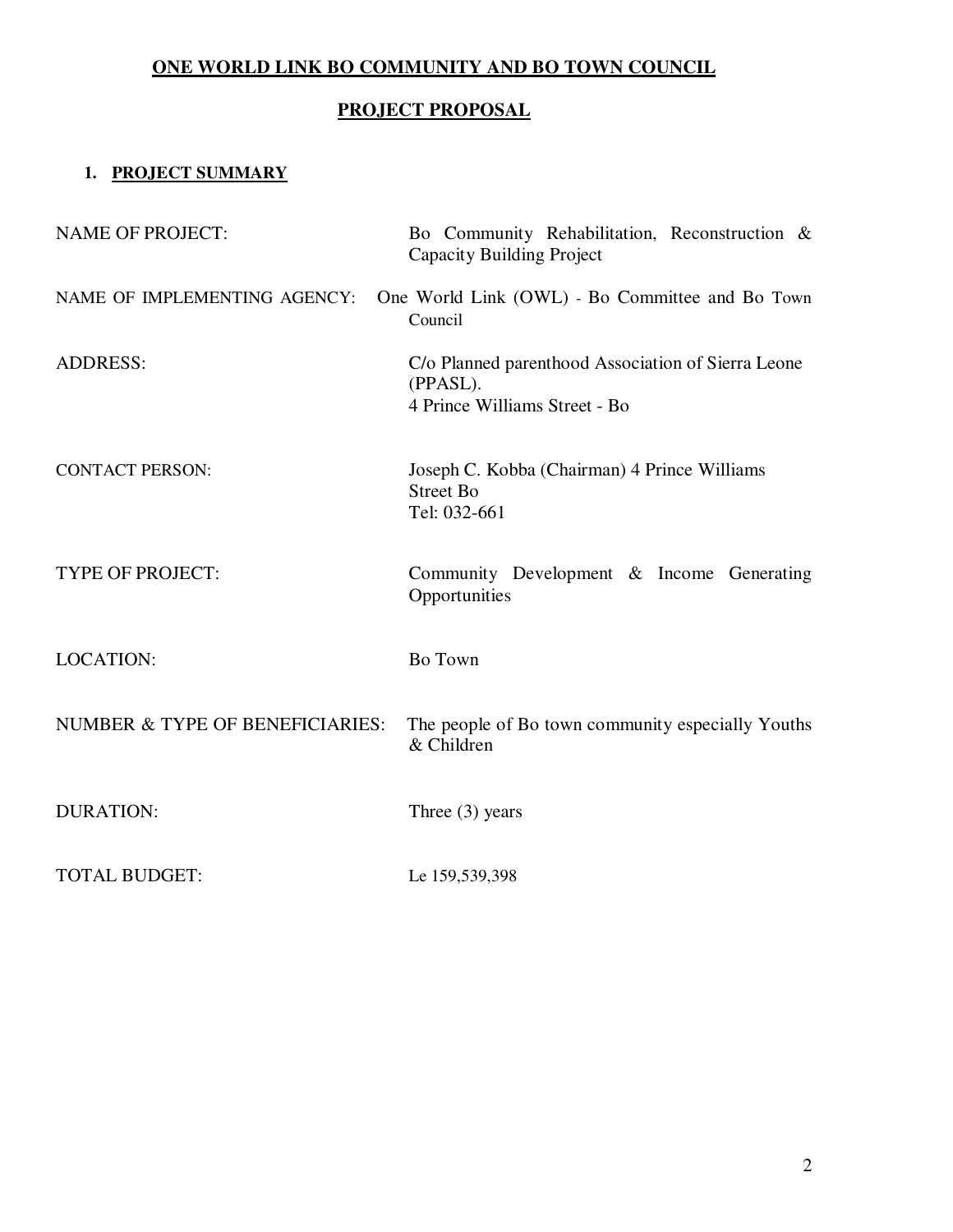## ONE WORLD LINK BO COMMUNITY AND BO TOWN COUNCIL

## PROJECT PROPOSAL

### 1. PROJECT SUMMARY

| | |
|---|---|
| NAME OF PROJECT: | Bo Community Rehabilitation, Reconstruction & Capacity Building Project |
| NAME OF IMPLEMENTING AGENCY: | One World Link (OWL) - Bo Committee and Bo Town Council |
| ADDRESS: | C/o Planned parenthood Association of Sierra Leone (PPASL).<br>4 Prince Williams Street - Bo |
| CONTACT PERSON: | Joseph C. Kobba (Chairman) 4 Prince Williams Street Bo<br>Tel: 032-661 |
| TYPE OF PROJECT: | Community Development & Income Generating Opportunities |
| LOCATION: | Bo Town |
| NUMBER & TYPE OF BENEFICIARIES: | The people of Bo town community especially Youths & Children |
| DURATION: | Three (3) years |
| TOTAL BUDGET: | Le 159,539,398 |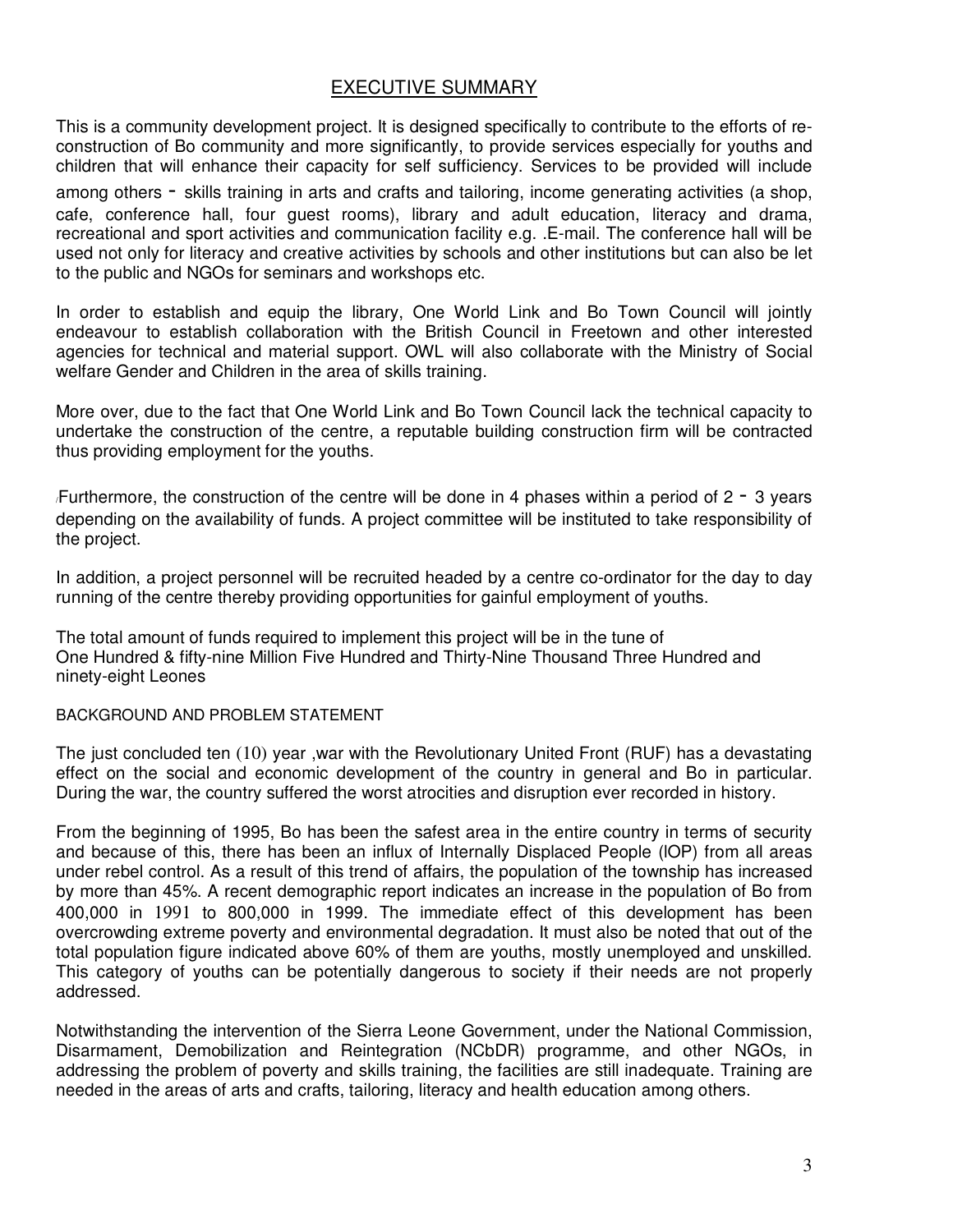## EXECUTIVE SUMMARY

This is a community development project. It is designed specifically to contribute to the efforts of re-construction of Bo community and more significantly, to provide services especially for youths and children that will enhance their capacity for self sufficiency. Services to be provided will include among others - skills training in arts and crafts and tailoring, income generating activities (a shop, cafe, conference hall, four guest rooms), library and adult education, literacy and drama, recreational and sport activities and communication facility e.g. .E-mail. The conference hall will be used not only for literacy and creative activities by schools and other institutions but can also be let to the public and NGOs for seminars and workshops etc.

In order to establish and equip the library, One World Link and Bo Town Council will jointly endeavour to establish collaboration with the British Council in Freetown and other interested agencies for technical and material support. OWL will also collaborate with the Ministry of Social welfare Gender and Children in the area of skills training.

More over, due to the fact that One World Link and Bo Town Council lack the technical capacity to undertake the construction of the centre, a reputable building construction firm will be contracted thus providing employment for the youths.

Furthermore, the construction of the centre will be done in 4 phases within a period of 2 - 3 years depending on the availability of funds. A project committee will be instituted to take responsibility of the project.

In addition, a project personnel will be recruited headed by a centre co-ordinator for the day to day running of the centre thereby providing opportunities for gainful employment of youths.

The total amount of funds required to implement this project will be in the tune of
One Hundred & fifty-nine Million Five Hundred and Thirty-Nine Thousand Three Hundred and ninety-eight Leones

BACKGROUND AND PROBLEM STATEMENT

The just concluded ten (10) year ,war with the Revolutionary United Front (RUF) has a devastating effect on the social and economic development of the country in general and Bo in particular. During the war, the country suffered the worst atrocities and disruption ever recorded in history.

From the beginning of 1995, Bo has been the safest area in the entire country in terms of security and because of this, there has been an influx of Internally Displaced People (lOP) from all areas under rebel control. As a result of this trend of affairs, the population of the township has increased by more than 45%. A recent demographic report indicates an increase in the population of Bo from 400,000 in 1991 to 800,000 in 1999. The immediate effect of this development has been overcrowding extreme poverty and environmental degradation. It must also be noted that out of the total population figure indicated above 60% of them are youths, mostly unemployed and unskilled. This category of youths can be potentially dangerous to society if their needs are not properly addressed.

Notwithstanding the intervention of the Sierra Leone Government, under the National Commission, Disarmament, Demobilization and Reintegration (NCbDR) programme, and other NGOs, in addressing the problem of poverty and skills training, the facilities are still inadequate. Training are needed in the areas of arts and crafts, tailoring, literacy and health education among others.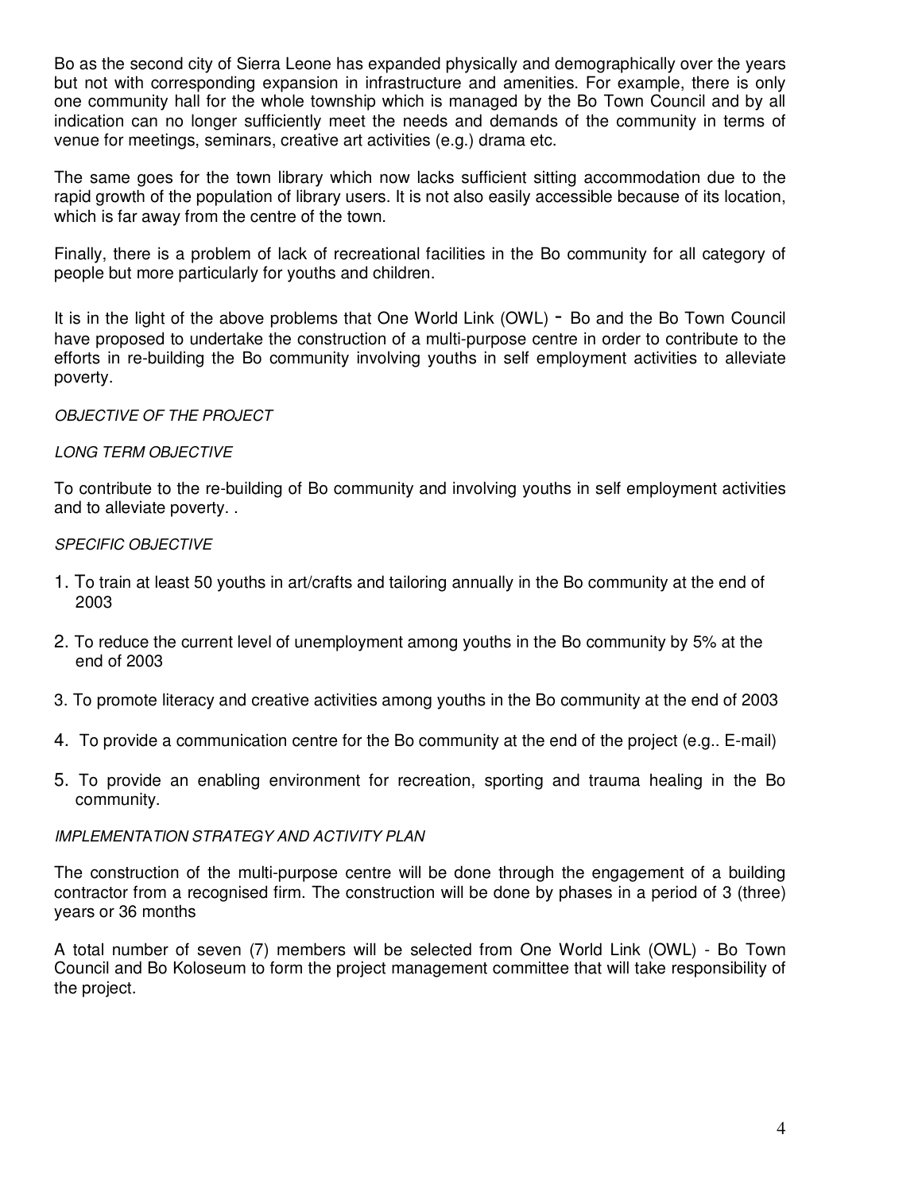Bo as the second city of Sierra Leone has expanded physically and demographically over the years but not with corresponding expansion in infrastructure and amenities. For example, there is only one community hall for the whole township which is managed by the Bo Town Council and by all indication can no longer sufficiently meet the needs and demands of the community in terms of venue for meetings, seminars, creative art activities (e.g.) drama etc.

The same goes for the town library which now lacks sufficient sitting accommodation due to the rapid growth of the population of library users. It is not also easily accessible because of its location, which is far away from the centre of the town.

Finally, there is a problem of lack of recreational facilities in the Bo community for all category of people but more particularly for youths and children.

It is in the light of the above problems that One World Link (OWL) - Bo and the Bo Town Council have proposed to undertake the construction of a multi-purpose centre in order to contribute to the efforts in re-building the Bo community involving youths in self employment activities to alleviate poverty.

*OBJECTIVE OF THE PROJECT*

*LONG TERM OBJECTIVE*

To contribute to the re-building of Bo community and involving youths in self employment activities and to alleviate poverty. .

*SPECIFIC OBJECTIVE*

1. To train at least 50 youths in art/crafts and tailoring annually in the Bo community at the end of 2003
2. To reduce the current level of unemployment among youths in the Bo community by 5% at the end of 2003
3. To promote literacy and creative activities among youths in the Bo community at the end of 2003
4. To provide a communication centre for the Bo community at the end of the project (e.g.. E-mail)
5. To provide an enabling environment for recreation, sporting and trauma healing in the Bo community.

*IMPLEMENTATION STRATEGY AND ACTIVITY PLAN*

The construction of the multi-purpose centre will be done through the engagement of a building contractor from a recognised firm. The construction will be done by phases in a period of 3 (three) years or 36 months

A total number of seven (7) members will be selected from One World Link (OWL) - Bo Town Council and Bo Koloseum to form the project management committee that will take responsibility of the project.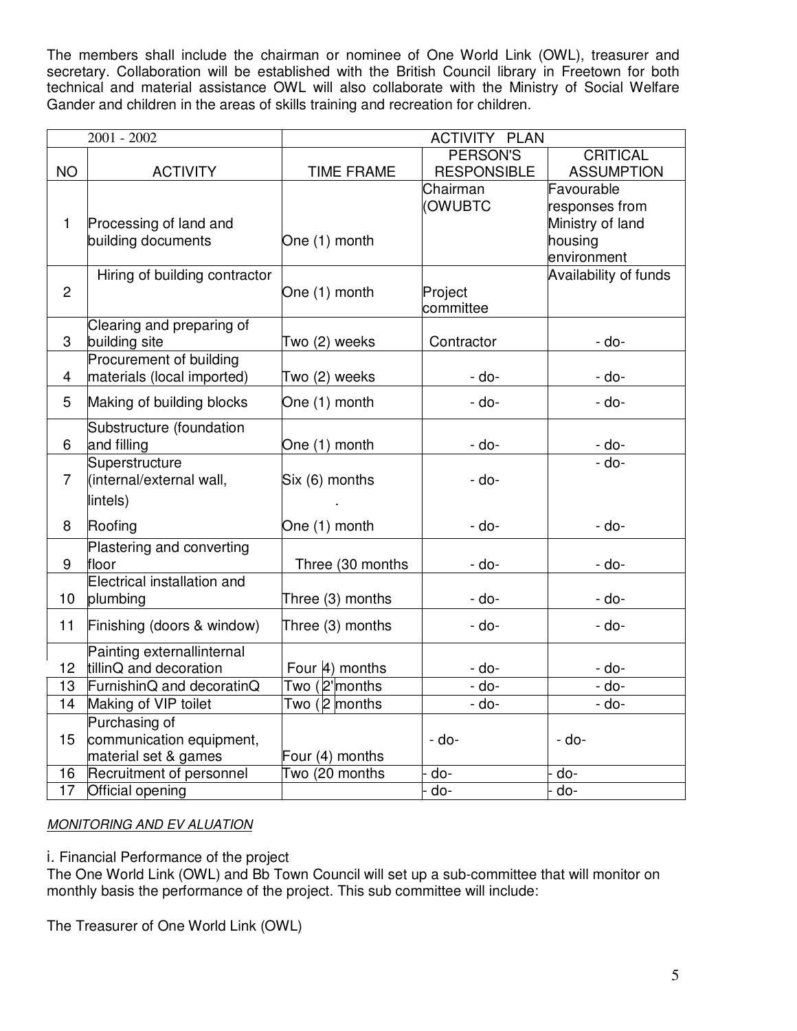The members shall include the chairman or nominee of One World Link (OWL), treasurer and secretary. Collaboration will be established with the British Council library in Freetown for both technical and material assistance OWL will also collaborate with the Ministry of Social Welfare Gander and children in the areas of skills training and recreation for children.

| 2001 - 2002 | | ACTIVITY PLAN | | |
|---|---|---|---|---|
| NO | ACTIVITY | TIME FRAME | PERSON'S RESPONSIBLE | CRITICAL ASSUMPTION |
| 1 | Processing of land and building documents | One (1) month | Chairman (OWUBTC | Favourable responses from Ministry of land housing environment |
| 2 | Hiring of building contractor | One (1) month | Project committee | Availability of funds |
| 3 | Clearing and preparing of building site | Two (2) weeks | Contractor | - do- |
| 4 | Procurement of building materials (local imported) | Two (2) weeks | - do- | - do- |
| 5 | Making of building blocks | One (1) month | - do- | - do- |
| 6 | Substructure (foundation and filling | One (1) month | - do- | - do- |
| 7 | Superstructure (internal/external wall, lintels) | Six (6) months | - do- | - do- |
| 8 | Roofing | One (1) month | - do- | - do- |
| 9 | Plastering and converting floor | Three (30 months | - do- | - do- |
| 10 | Electrical installation and plumbing | Three (3) months | - do- | - do- |
| 11 | Finishing (doors & window) | Three (3) months | - do- | - do- |
| 12 | Painting externallinternal tillinQ and decoration | Four 4) months | - do- | - do- |
| 13 | FurnishinQ and decoratinQ | Two (2'months | - do- | - do- |
| 14 | Making of VIP toilet | Two (2 months | - do- | - do- |
| 15 | Purchasing of communication equipment, material set & games | Four (4) months | - do- | - do- |
| 16 | Recruitment of personnel | Two (20 months | - do- | - do- |
| 17 | Official opening | | - do- | - do- |

*MONITORING AND EV ALUATION*

i. Financial Performance of the project

The One World Link (OWL) and Bb Town Council will set up a sub-committee that will monitor on monthly basis the performance of the project. This sub committee will include:

The Treasurer of One World Link (OWL)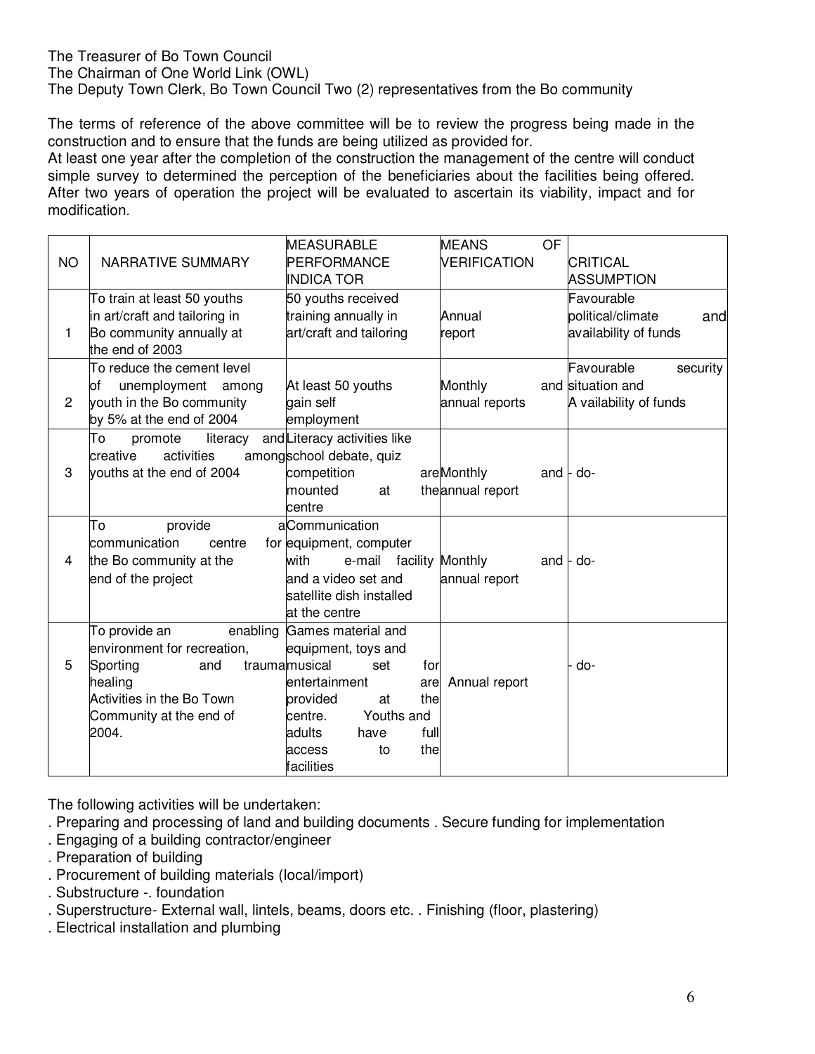The Treasurer of Bo Town Council
The Chairman of One World Link (OWL)
The Deputy Town Clerk, Bo Town Council Two (2) representatives from the Bo community

The terms of reference of the above committee will be to review the progress being made in the construction and to ensure that the funds are being utilized as provided for.
At least one year after the completion of the construction the management of the centre will conduct simple survey to determined the perception of the beneficiaries about the facilities being offered. After two years of operation the project will be evaluated to ascertain its viability, impact and for modification.

| NO | NARRATIVE SUMMARY | MEASURABLE PERFORMANCE INDICA TOR | MEANS OF VERIFICATION | CRITICAL ASSUMPTION |
|---|---|---|---|---|
| 1 | To train at least 50 youths in art/craft and tailoring in Bo community annually at the end of 2003 | 50 youths received training annually in art/craft and tailoring | Annual report | Favourable political/climate and availability of funds |
| 2 | To reduce the cement level of unemployment among youth in the Bo community by 5% at the end of 2004 | At least 50 youths gain self employment | Monthly and annual reports | Favourable security situation and A vailability of funds |
| 3 | To promote literacy and creative activities among youths at the end of 2004 | Literacy activities like school debate, quiz competition are mounted at the centre | Monthly and annual report | - do- |
| 4 | To provide a communication centre for the Bo community at the end of the project | Communication equipment, computer with e-mail facility and a video set and satellite dish installed at the centre | Monthly and annual report | - do- |
| 5 | To provide an enabling environment for recreation, Sporting and trauma healing Activities in the Bo Town Community at the end of 2004. | Games material and equipment, toys and musical set for entertainment are provided at the centre. Youths and adults have full access to the facilities | Annual report | - do- |

The following activities will be undertaken:

. Preparing and processing of land and building documents . Secure funding for implementation
. Engaging of a building contractor/engineer
. Preparation of building
. Procurement of building materials (local/import)
. Substructure -. foundation
. Superstructure- External wall, lintels, beams, doors etc. . Finishing (floor, plastering)
. Electrical installation and plumbing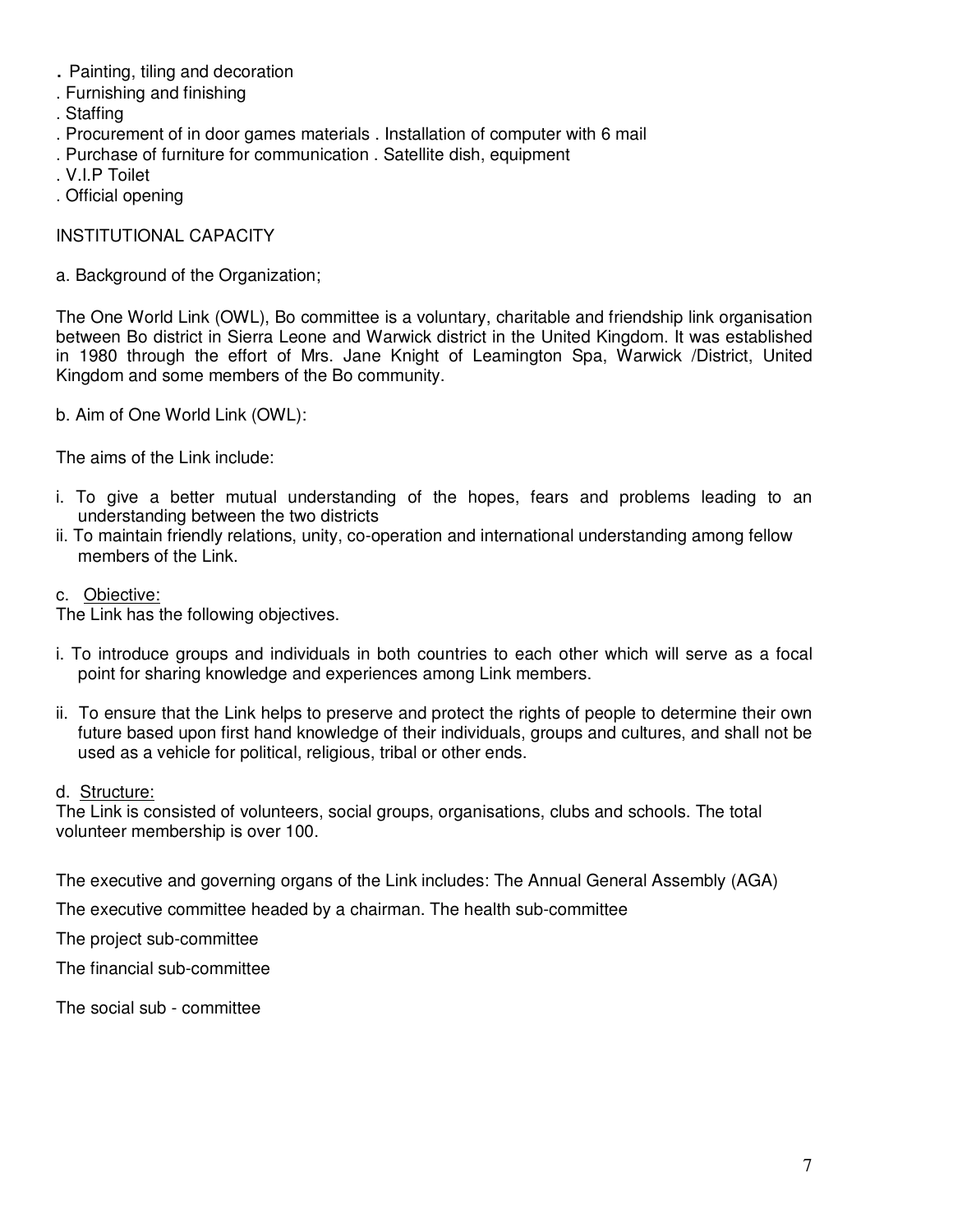. Painting, tiling and decoration
. Furnishing and finishing
. Staffing
. Procurement of in door games materials . Installation of computer with 6 mail
. Purchase of furniture for communication . Satellite dish, equipment
. V.I.P Toilet
. Official opening

INSTITUTIONAL CAPACITY

a. Background of the Organization;

The One World Link (OWL), Bo committee is a voluntary, charitable and friendship link organisation between Bo district in Sierra Leone and Warwick district in the United Kingdom. It was established in 1980 through the effort of Mrs. Jane Knight of Leamington Spa, Warwick /District, United Kingdom and some members of the Bo community.

b. Aim of One World Link (OWL):

The aims of the Link include:

i. To give a better mutual understanding of the hopes, fears and problems leading to an understanding between the two districts
ii. To maintain friendly relations, unity, co-operation and international understanding among fellow members of the Link.

c. Obiective:

The Link has the following objectives.

i. To introduce groups and individuals in both countries to each other which will serve as a focal point for sharing knowledge and experiences among Link members.

ii. To ensure that the Link helps to preserve and protect the rights of people to determine their own future based upon first hand knowledge of their individuals, groups and cultures, and shall not be used as a vehicle for political, religious, tribal or other ends.

d. Structure:

The Link is consisted of volunteers, social groups, organisations, clubs and schools. The total volunteer membership is over 100.

The executive and governing organs of the Link includes: The Annual General Assembly (AGA)

The executive committee headed by a chairman. The health sub-committee

The project sub-committee

The financial sub-committee

The social sub - committee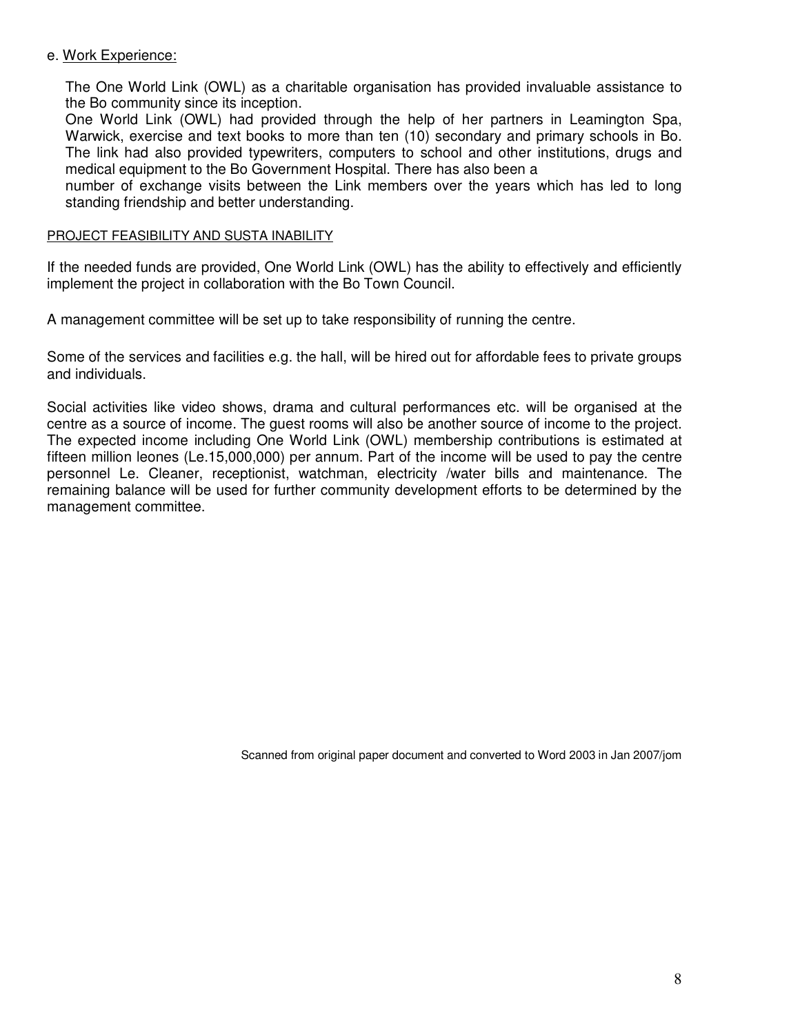e. <u>Work Experience:</u>

The One World Link (OWL) as a charitable organisation has provided invaluable assistance to the Bo community since its inception.
One World Link (OWL) had provided through the help of her partners in Leamington Spa, Warwick, exercise and text books to more than ten (10) secondary and primary schools in Bo. The link had also provided typewriters, computers to school and other institutions, drugs and medical equipment to the Bo Government Hospital. There has also been a
number of exchange visits between the Link members over the years which has led to long standing friendship and better understanding.

<u>PROJECT FEASIBILITY AND SUSTA INABILITY</u>

If the needed funds are provided, One World Link (OWL) has the ability to effectively and efficiently implement the project in collaboration with the Bo Town Council.

A management committee will be set up to take responsibility of running the centre.

Some of the services and facilities e.g. the hall, will be hired out for affordable fees to private groups and individuals.

Social activities like video shows, drama and cultural performances etc. will be organised at the centre as a source of income. The guest rooms will also be another source of income to the project. The expected income including One World Link (OWL) membership contributions is estimated at fifteen million leones (Le.15,000,000) per annum. Part of the income will be used to pay the centre personnel Le. Cleaner, receptionist, watchman, electricity /water bills and maintenance. The remaining balance will be used for further community development efforts to be determined by the management committee.

Scanned from original paper document and converted to Word 2003 in Jan 2007/jom